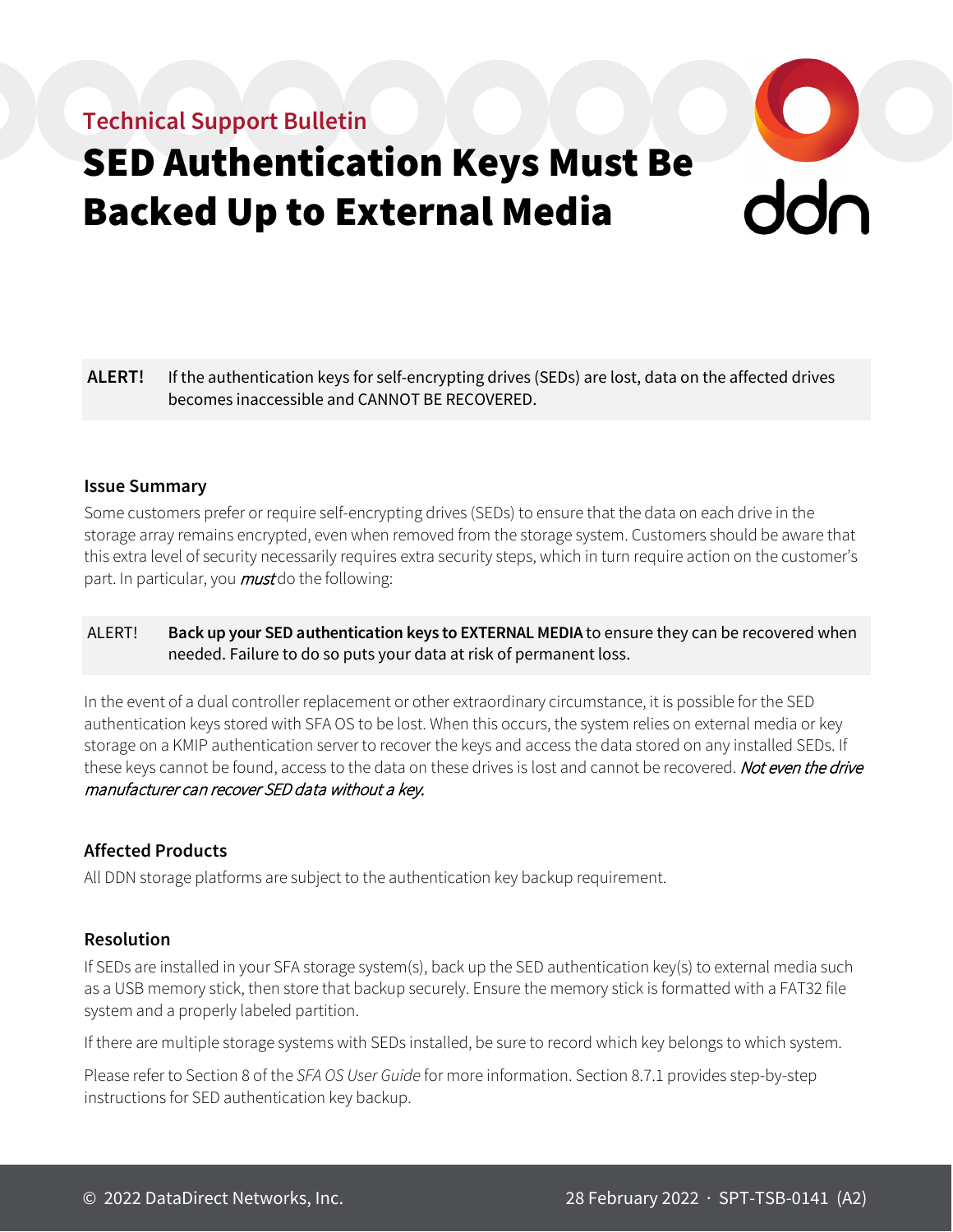Technical Support Bulletin

# SED Authentication Keys Must Be Backed Up to External Media

**ALERT!** If the authentication keys for self-encrypting drives (SEDs) are lost, data on the affected drives becomes inaccessible and CANNOT BE RECOVERED.

### Issue Summary

Some customers prefer or require self-encrypting drives (SEDs) to ensure that the data on each drive in the storage array remains encrypted, even when removed from the storage system. Customers should be aware that this extra level of security necessarily requires extra security steps, which in turn require action on the customer's part. In particular, you ***must*** do the following:

ALERT! **Back up your SED authentication keys to EXTERNAL MEDIA** to ensure they can be recovered when needed. Failure to do so puts your data at risk of permanent loss.

In the event of a dual controller replacement or other extraordinary circumstance, it is possible for the SED authentication keys stored with SFA OS to be lost. When this occurs, the system relies on external media or key storage on a KMIP authentication server to recover the keys and access the data stored on any installed SEDs. If these keys cannot be found, access to the data on these drives is lost and cannot be recovered. *Not even the drive manufacturer can recover SED data without a key.*

### Affected Products

All DDN storage platforms are subject to the authentication key backup requirement.

### Resolution

If SEDs are installed in your SFA storage system(s), back up the SED authentication key(s) to external media such as a USB memory stick, then store that backup securely. Ensure the memory stick is formatted with a FAT32 file system and a properly labeled partition.

If there are multiple storage systems with SEDs installed, be sure to record which key belongs to which system.

Please refer to Section 8 of the *SFA OS User Guide* for more information. Section 8.7.1 provides step-by-step instructions for SED authentication key backup.

© 2022 DataDirect Networks, Inc. 28 February 2022 · SPT-TSB-0141 (A2)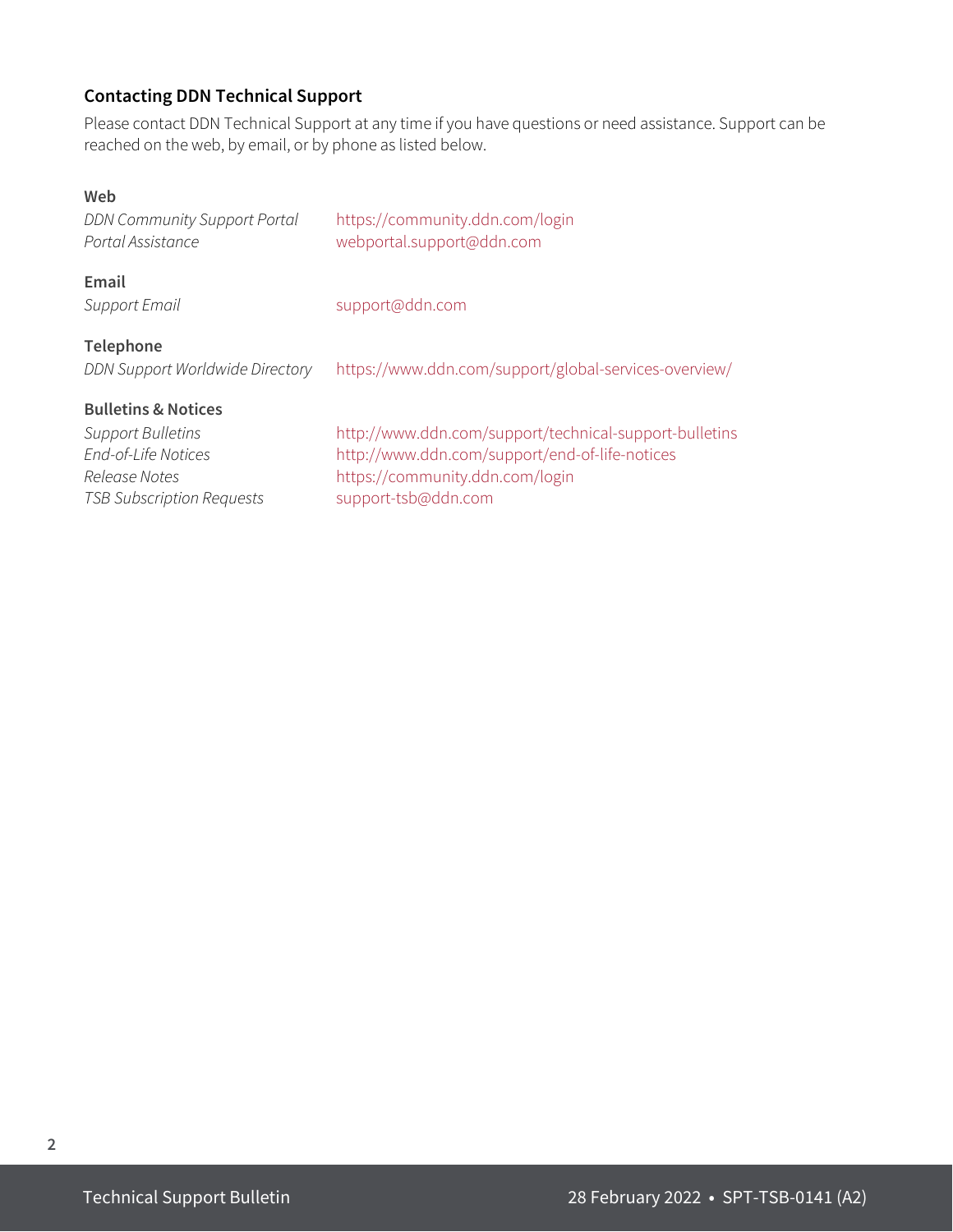## Contacting DDN Technical Support

Please contact DDN Technical Support at any time if you have questions or need assistance. Support can be reached on the web, by email, or by phone as listed below.

**Web**

| | |
|---|---|
| *DDN Community Support Portal* | https://community.ddn.com/login |
| *Portal Assistance* | webportal.support@ddn.com |

**Email**

| | |
|---|---|
| *Support Email* | support@ddn.com |

**Telephone**

| | |
|---|---|
| *DDN Support Worldwide Directory* | https://www.ddn.com/support/global-services-overview/ |

**Bulletins & Notices**

| | |
|---|---|
| *Support Bulletins* | http://www.ddn.com/support/technical-support-bulletins |
| *End-of-Life Notices* | http://www.ddn.com/support/end-of-life-notices |
| *Release Notes* | https://community.ddn.com/login |
| *TSB Subscription Requests* | support-tsb@ddn.com |